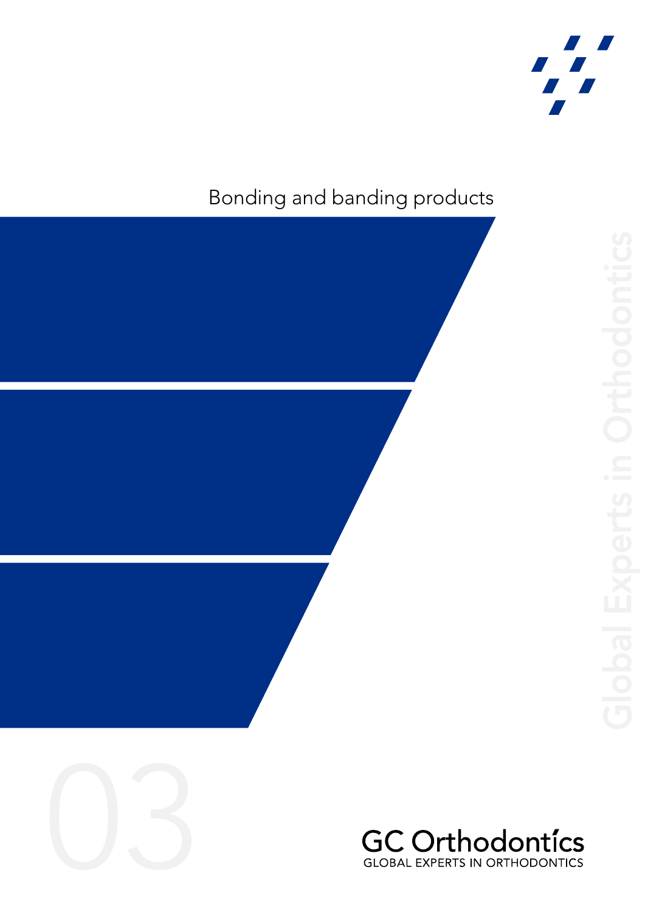# Bonding and banding products

03

Global Experts in Orthodontics

GC Orthodontícs
GLOBAL EXPERTS IN ORTHODONTICS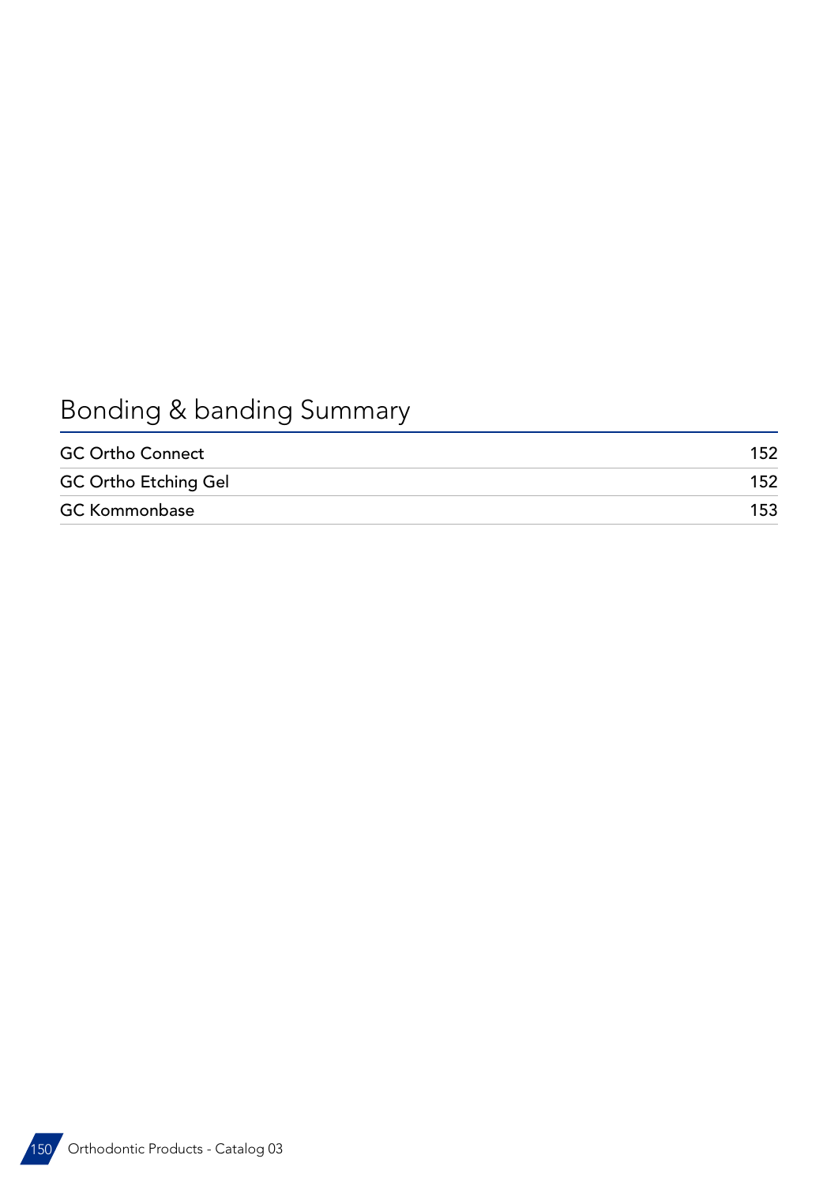# Bonding & banding Summary

| | |
|---|---|
| GC Ortho Connect | 152 |
| GC Ortho Etching Gel | 152 |
| GC Kommonbase | 153 |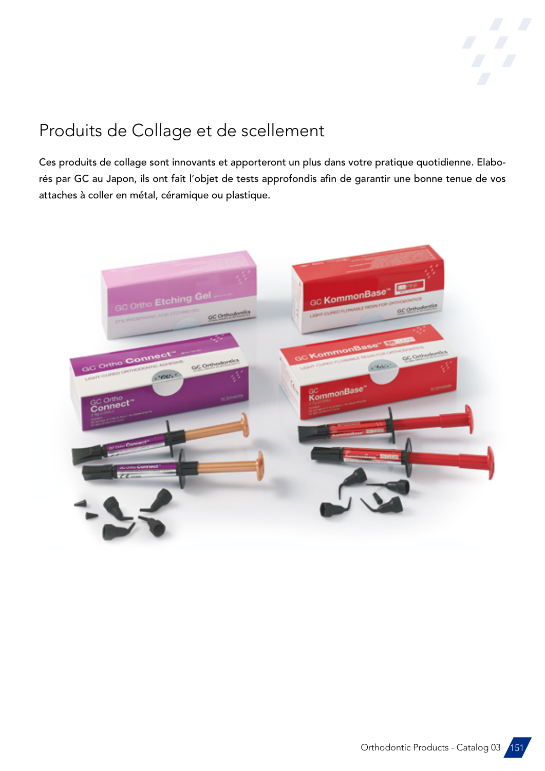# Produits de Collage et de scellement

Ces produits de collage sont innovants et apporteront un plus dans votre pratique quotidienne. Elaborés par GC au Japon, ils ont fait l'objet de tests approfondis afin de garantir une bonne tenue de vos attaches à coller en métal, céramique ou plastique.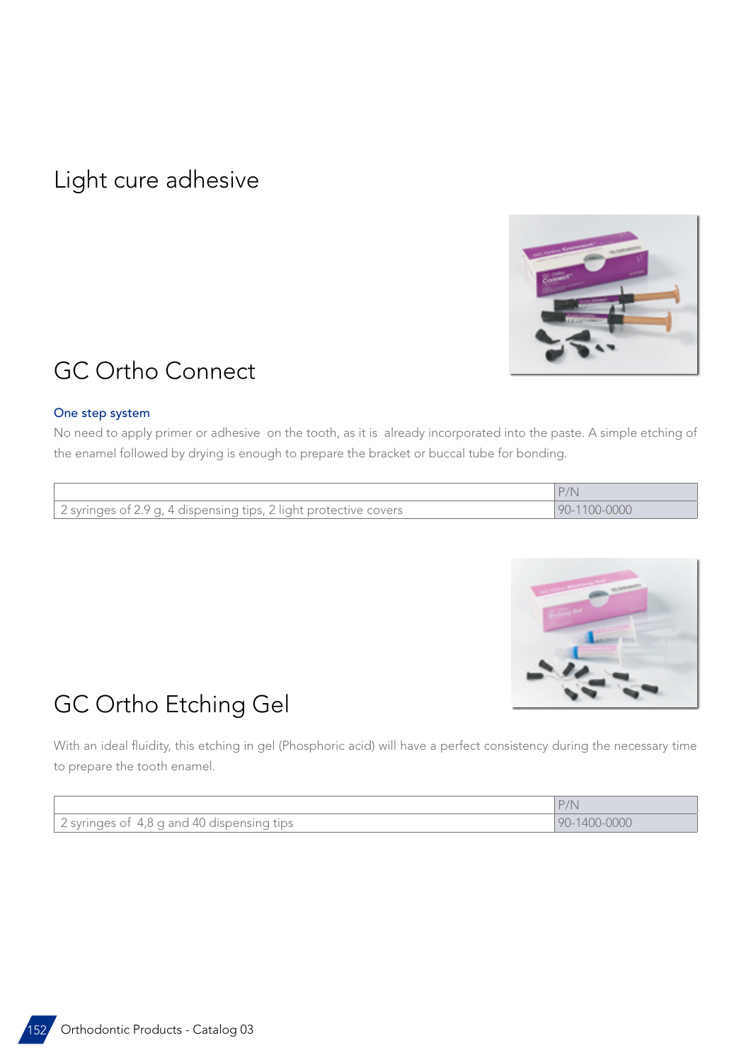# Light cure adhesive

## GC Ortho Connect

### One step system

No need to apply primer or adhesive on the tooth, as it is already incorporated into the paste. A simple etching of the enamel followed by drying is enough to prepare the bracket or buccal tube for bonding.

| | P/N |
|---|---|
| 2 syringes of 2.9 g, 4 dispensing tips, 2 light protective covers | 90-1100-0000 |

## GC Ortho Etching Gel

With an ideal fluidity, this etching in gel (Phosphoric acid) will have a perfect consistency during the necessary time to prepare the tooth enamel.

| | P/N |
|---|---|
| 2 syringes of 4,8 g and 40 dispensing tips | 90-1400-0000 |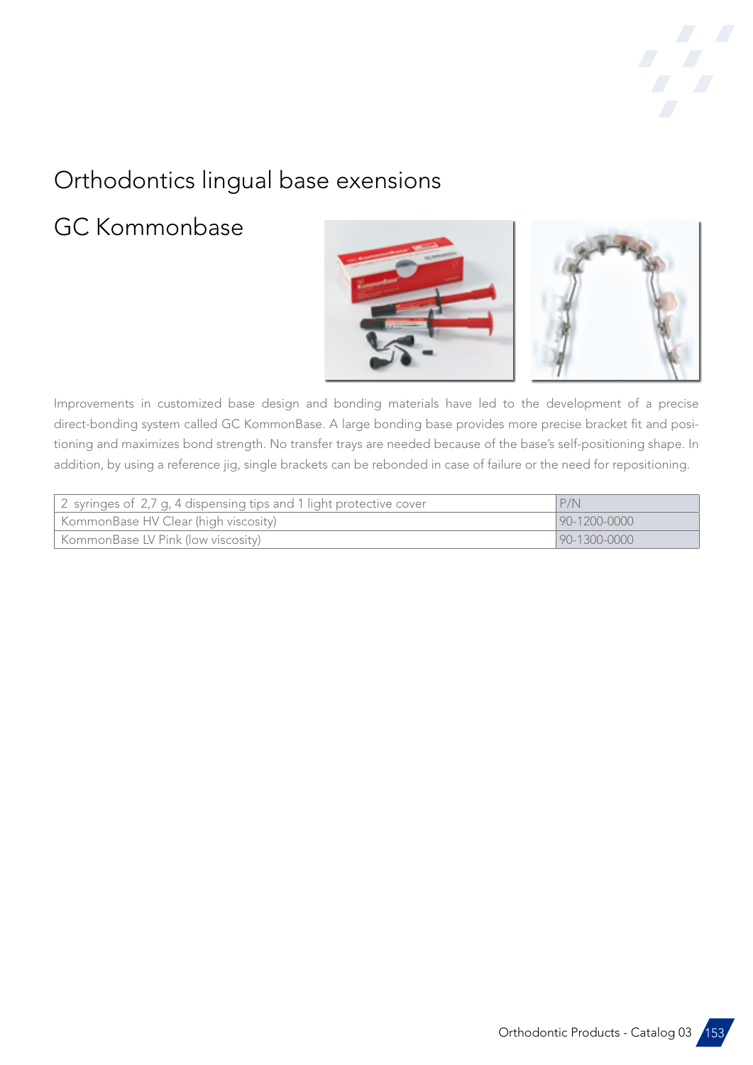# Orthodontics lingual base exensions

## GC Kommonbase

Improvements in customized base design and bonding materials have led to the development of a precise direct-bonding system called GC KommonBase. A large bonding base provides more precise bracket fit and positioning and maximizes bond strength. No transfer trays are needed because of the base's self-positioning shape. In addition, by using a reference jig, single brackets can be rebonded in case of failure or the need for repositioning.

| 2 syringes of 2,7 g, 4 dispensing tips and 1 light protective cover | P/N |
|---|---|
| KommonBase HV Clear (high viscosity) | 90-1200-0000 |
| KommonBase LV Pink (low viscosity) | 90-1300-0000 |